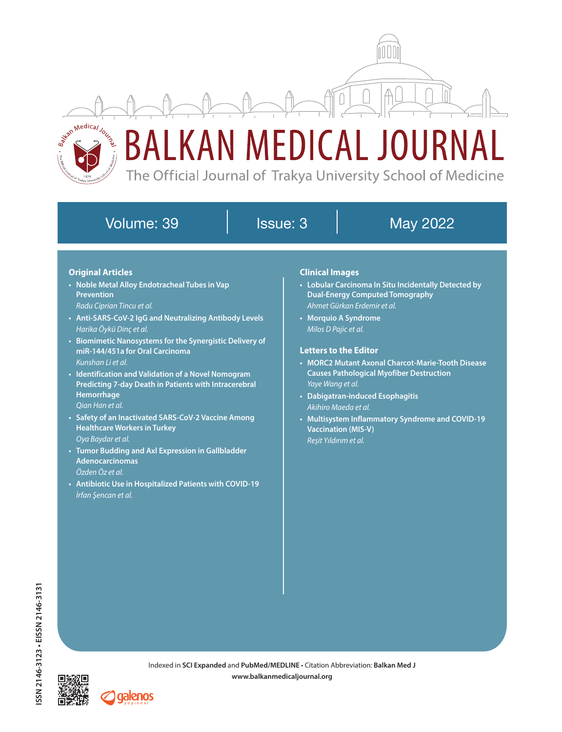# BALKAN MEDICAL JOURNAL

The Official Journal of Trakya University School of Medicine

Volume: 39 | Issue: 3 | May 2022

## Original Articles

- **Noble Metal Alloy Endotracheal Tubes in Vap Prevention**
  *Radu Ciprian Tincu et al.*
- **Anti-SARS-CoV-2 IgG and Neutralizing Antibody Levels**
  *Harika Öykü Dinç et al.*
- **Biomimetic Nanosystems for the Synergistic Delivery of miR-144/451a for Oral Carcinoma**
  *Kunshan Li et al.*
- **Identification and Validation of a Novel Nomogram Predicting 7-day Death in Patients with Intracerebral Hemorrhage**
  *Qian Han et al.*
- **Safety of an Inactivated SARS-CoV-2 Vaccine Among Healthcare Workers in Turkey**
  *Oya Baydar et al.*
- **Tumor Budding and Axl Expression in Gallbladder Adenocarcinomas**
  *Özden Öz et al.*
- **Antibiotic Use in Hospitalized Patients with COVID-19**
  *İrfan Şencan et al.*

## Clinical Images

- **Lobular Carcinoma In Situ Incidentally Detected by Dual-Energy Computed Tomography**
  *Ahmet Gürkan Erdemir et al.*
- **Morquio A Syndrome**
  *Milos D Pajic et al.*

## Letters to the Editor

- **MORC2 Mutant Axonal Charcot-Marie-Tooth Disease Causes Pathological Myofiber Destruction**
  *Yaye Wang et al.*
- **Dabigatran-induced Esophagitis**
  *Akihiro Maeda et al.*
- **Multisystem Inflammatory Syndrome and COVID-19 Vaccination (MIS-V)**
  *Reşit Yıldırım et al.*

ISSN 2146-3123 • EISSN 2146-3131

Indexed in **SCI Expanded** and **PubMed/MEDLINE** • Citation Abbreviation: **Balkan Med J**

**www.balkanmedicaljournal.org**

galenos yayınevi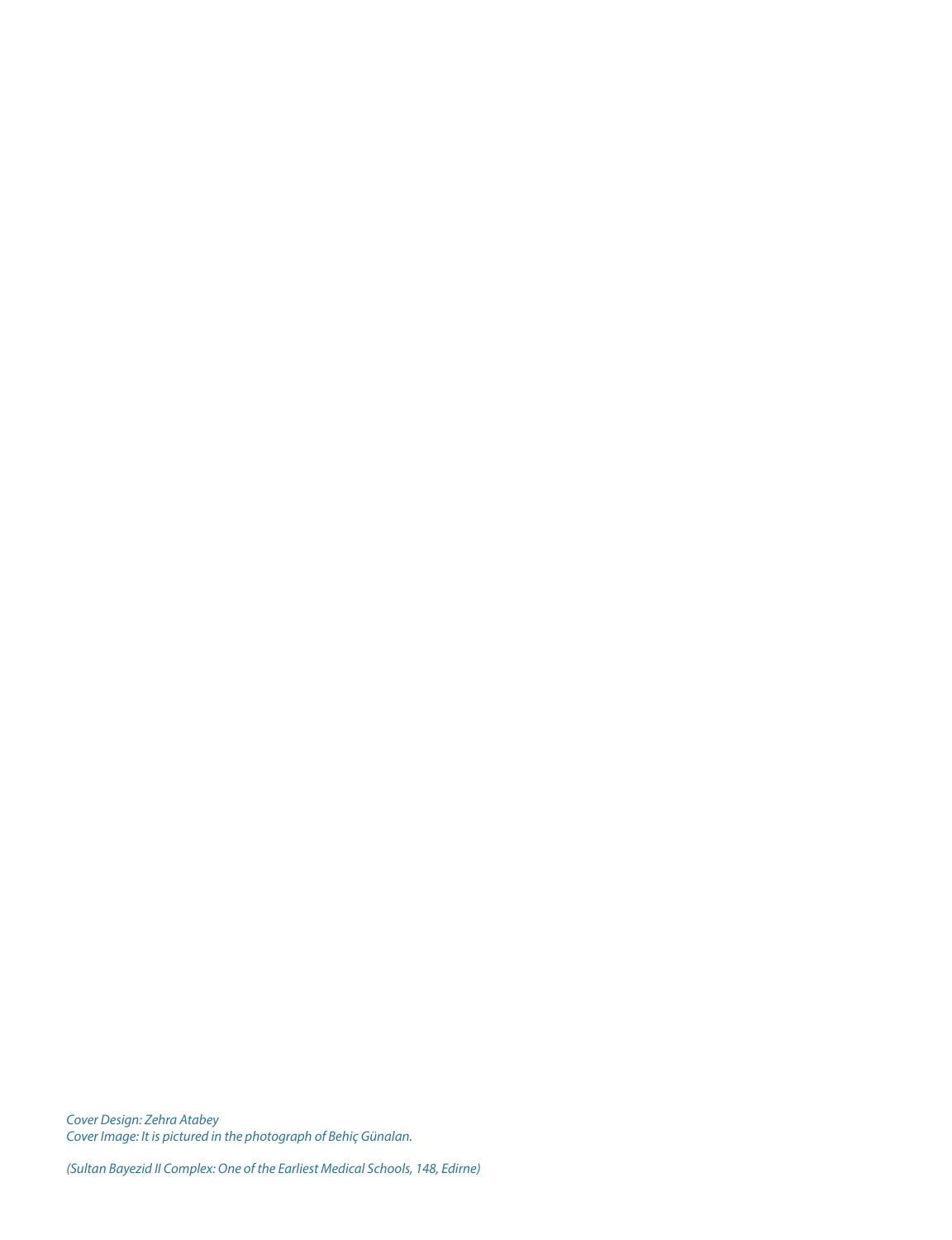*Cover Design: Zehra Atabey*
*Cover Image: It is pictured in the photograph of Behiç Günalan.*

*(Sultan Bayezid II Complex: One of the Earliest Medical Schools, 148, Edirne)*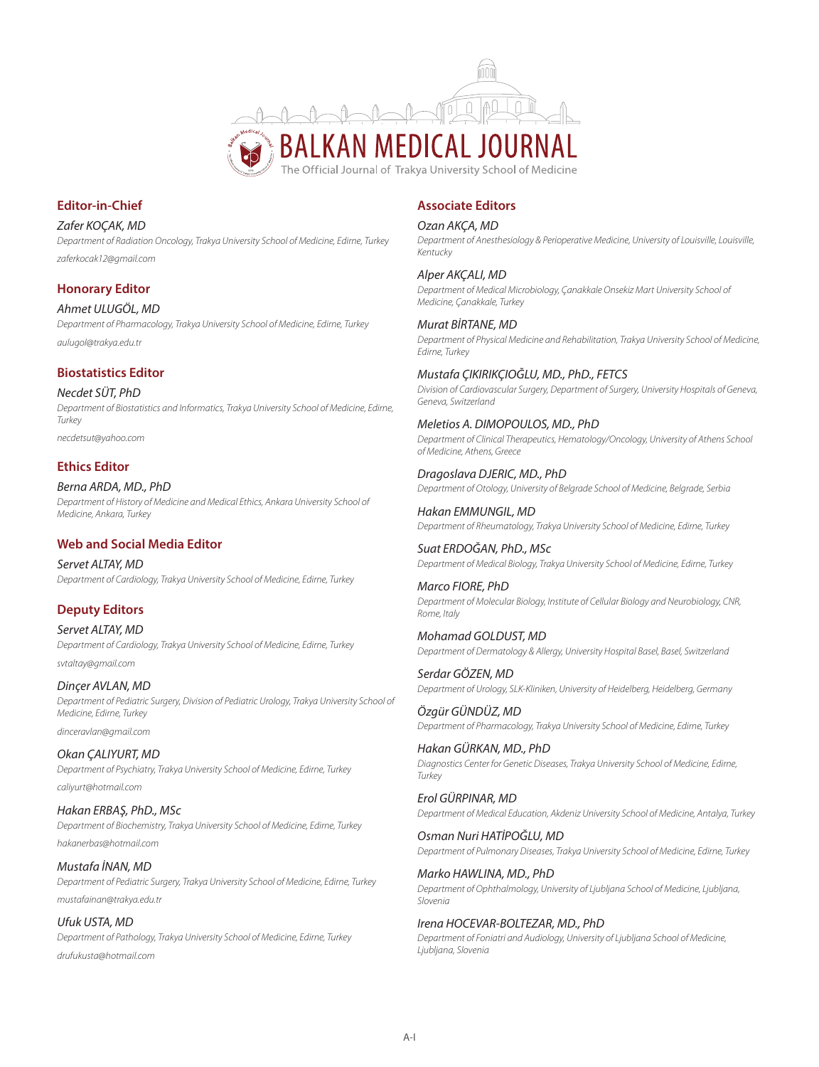# BALKAN MEDICAL JOURNAL

The Official Journal of Trakya University School of Medicine

## Editor-in-Chief

*Zafer KOÇAK, MD*
*Department of Radiation Oncology, Trakya University School of Medicine, Edirne, Turkey*
*zaferkocak12@gmail.com*

## Honorary Editor

*Ahmet ULUGÖL, MD*
*Department of Pharmacology, Trakya University School of Medicine, Edirne, Turkey*
*aulugol@trakya.edu.tr*

## Biostatistics Editor

*Necdet SÜT, PhD*
*Department of Biostatistics and Informatics, Trakya University School of Medicine, Edirne, Turkey*
*necdetsut@yahoo.com*

## Ethics Editor

*Berna ARDA, MD., PhD*
*Department of History of Medicine and Medical Ethics, Ankara University School of Medicine, Ankara, Turkey*

## Web and Social Media Editor

*Servet ALTAY, MD*
*Department of Cardiology, Trakya University School of Medicine, Edirne, Turkey*

## Deputy Editors

*Servet ALTAY, MD*
*Department of Cardiology, Trakya University School of Medicine, Edirne, Turkey*
*svtaltay@gmail.com*

*Dinçer AVLAN, MD*
*Department of Pediatric Surgery, Division of Pediatric Urology, Trakya University School of Medicine, Edirne, Turkey*
*dinceravlan@gmail.com*

*Okan ÇALIYURT, MD*
*Department of Psychiatry, Trakya University School of Medicine, Edirne, Turkey*
*caliyurt@hotmail.com*

*Hakan ERBAŞ, PhD., MSc*
*Department of Biochemistry, Trakya University School of Medicine, Edirne, Turkey*
*hakanerbas@hotmail.com*

*Mustafa İNAN, MD*
*Department of Pediatric Surgery, Trakya University School of Medicine, Edirne, Turkey*
*mustafainan@trakya.edu.tr*

*Ufuk USTA, MD*
*Department of Pathology, Trakya University School of Medicine, Edirne, Turkey*
*drufukusta@hotmail.com*

## Associate Editors

*Ozan AKÇA, MD*
*Department of Anesthesiology & Perioperative Medicine, University of Louisville, Louisville, Kentucky*

*Alper AKÇALI, MD*
*Department of Medical Microbiology, Çanakkale Onsekiz Mart University School of Medicine, Çanakkale, Turkey*

*Murat BİRTANE, MD*
*Department of Physical Medicine and Rehabilitation, Trakya University School of Medicine, Edirne, Turkey*

*Mustafa ÇIKIRIKÇIOĞLU, MD., PhD., FETCS*
*Division of Cardiovascular Surgery, Department of Surgery, University Hospitals of Geneva, Geneva, Switzerland*

*Meletios A. DIMOPOULOS, MD., PhD*
*Department of Clinical Therapeutics, Hematology/Oncology, University of Athens School of Medicine, Athens, Greece*

*Dragoslava DJERIC, MD., PhD*
*Department of Otology, University of Belgrade School of Medicine, Belgrade, Serbia*

*Hakan EMMUNGIL, MD*
*Department of Rheumatology, Trakya University School of Medicine, Edirne, Turkey*

*Suat ERDOĞAN, PhD., MSc*
*Department of Medical Biology, Trakya University School of Medicine, Edirne, Turkey*

*Marco FIORE, PhD*
*Department of Molecular Biology, Institute of Cellular Biology and Neurobiology, CNR, Rome, Italy*

*Mohamad GOLDUST, MD*
*Department of Dermatology & Allergy, University Hospital Basel, Basel, Switzerland*

*Serdar GÖZEN, MD*
*Department of Urology, SLK-Kliniken, University of Heidelberg, Heidelberg, Germany*

*Özgür GÜNDÜZ, MD*
*Department of Pharmacology, Trakya University School of Medicine, Edirne, Turkey*

*Hakan GÜRKAN, MD., PhD*
*Diagnostics Center for Genetic Diseases, Trakya University School of Medicine, Edirne, Turkey*

*Erol GÜRPINAR, MD*
*Department of Medical Education, Akdeniz University School of Medicine, Antalya, Turkey*

*Osman Nuri HATİPOĞLU, MD*
*Department of Pulmonary Diseases, Trakya University School of Medicine, Edirne, Turkey*

*Marko HAWLINA, MD., PhD*
*Department of Ophthalmology, University of Ljubljana School of Medicine, Ljubljana, Slovenia*

*Irena HOCEVAR-BOLTEZAR, MD., PhD*
*Department of Foniatri and Audiology, University of Ljubljana School of Medicine, Ljubljana, Slovenia*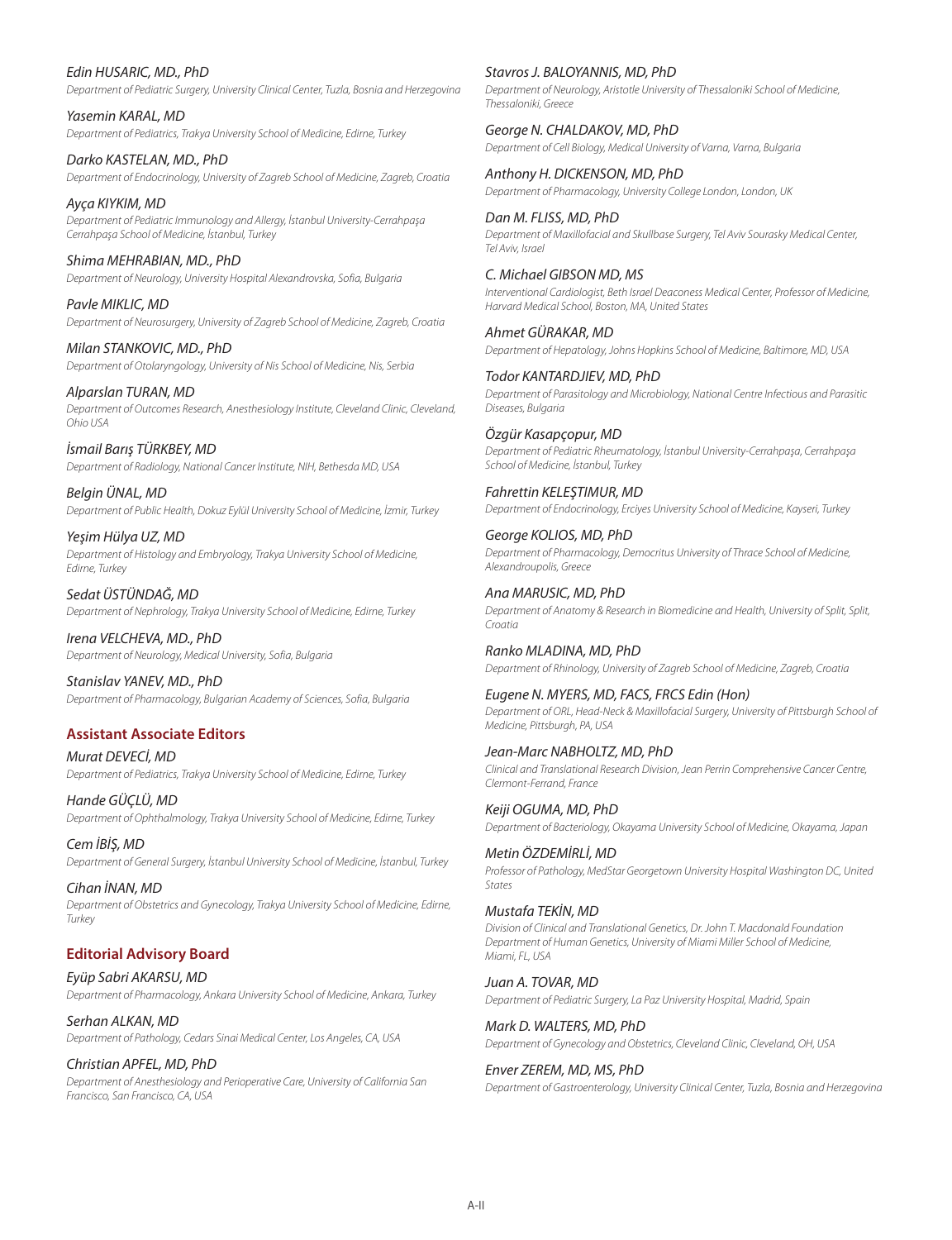*Edin HUSARIC, MD., PhD*
*Department of Pediatric Surgery, University Clinical Center, Tuzla, Bosnia and Herzegovina*

*Yasemin KARAL, MD*
*Department of Pediatrics, Trakya University School of Medicine, Edirne, Turkey*

*Darko KASTELAN, MD., PhD*
*Department of Endocrinology, University of Zagreb School of Medicine, Zagreb, Croatia*

*Ayça KIYKIM, MD*
*Department of Pediatric Immunology and Allergy, İstanbul University-Cerrahpaşa Cerrahpaşa School of Medicine, İstanbul, Turkey*

*Shima MEHRABIAN, MD., PhD*
*Department of Neurology, University Hospital Alexandrovska, Sofia, Bulgaria*

*Pavle MIKLIC, MD*
*Department of Neurosurgery, University of Zagreb School of Medicine, Zagreb, Croatia*

*Milan STANKOVIC, MD., PhD*
*Department of Otolaryngology, University of Nis School of Medicine, Nis, Serbia*

*Alparslan TURAN, MD*
*Department of Outcomes Research, Anesthesiology Institute, Cleveland Clinic, Cleveland, Ohio USA*

*İsmail Barış TÜRKBEY, MD*
*Department of Radiology, National Cancer Institute, NIH, Bethesda MD, USA*

*Belgin ÜNAL, MD*
*Department of Public Health, Dokuz Eylül University School of Medicine, İzmir, Turkey*

*Yeşim Hülya UZ, MD*
*Department of Histology and Embryology, Trakya University School of Medicine, Edirne, Turkey*

*Sedat ÜSTÜNDAĞ, MD*
*Department of Nephrology, Trakya University School of Medicine, Edirne, Turkey*

*Irena VELCHEVA, MD., PhD*
*Department of Neurology, Medical University, Sofia, Bulgaria*

*Stanislav YANEV, MD., PhD*
*Department of Pharmacology, Bulgarian Academy of Sciences, Sofia, Bulgaria*

## Assistant Associate Editors

*Murat DEVECİ, MD*
*Department of Pediatrics, Trakya University School of Medicine, Edirne, Turkey*

*Hande GÜÇLÜ, MD*
*Department of Ophthalmology, Trakya University School of Medicine, Edirne, Turkey*

*Cem İBİŞ, MD*
*Department of General Surgery, İstanbul University School of Medicine, İstanbul, Turkey*

*Cihan İNAN, MD*
*Department of Obstetrics and Gynecology, Trakya University School of Medicine, Edirne, Turkey*

## Editorial Advisory Board

*Eyüp Sabri AKARSU, MD*
*Department of Pharmacology, Ankara University School of Medicine, Ankara, Turkey*

*Serhan ALKAN, MD*
*Department of Pathology, Cedars Sinai Medical Center, Los Angeles, CA, USA*

*Christian APFEL, MD, PhD*
*Department of Anesthesiology and Perioperative Care, University of California San Francisco, San Francisco, CA, USA*

*Stavros J. BALOYANNIS, MD, PhD*
*Department of Neurology, Aristotle University of Thessaloniki School of Medicine, Thessaloniki, Greece*

*George N. CHALDAKOV, MD, PhD*
*Department of Cell Biology, Medical University of Varna, Varna, Bulgaria*

*Anthony H. DICKENSON, MD, PhD*
*Department of Pharmacology, University College London, London, UK*

*Dan M. FLISS, MD, PhD*
*Department of Maxillofacial and Skullbase Surgery, Tel Aviv Sourasky Medical Center, Tel Aviv, Israel*

*C. Michael GIBSON MD, MS*
*Interventional Cardiologist, Beth Israel Deaconess Medical Center, Professor of Medicine, Harvard Medical School, Boston, MA, United States*

*Ahmet GÜRAKAR, MD*
*Department of Hepatology, Johns Hopkins School of Medicine, Baltimore, MD, USA*

*Todor KANTARDJIEV, MD, PhD*
*Department of Parasitology and Microbiology, National Centre Infectious and Parasitic Diseases, Bulgaria*

*Özgür Kasapçopur, MD*
*Department of Pediatric Rheumatology, İstanbul University-Cerrahpaşa, Cerrahpaşa School of Medicine, İstanbul, Turkey*

*Fahrettin KELEŞTIMUR, MD*
*Department of Endocrinology, Erciyes University School of Medicine, Kayseri, Turkey*

*George KOLIOS, MD, PhD*
*Department of Pharmacology, Democritus University of Thrace School of Medicine, Alexandroupolis, Greece*

*Ana MARUSIC, MD, PhD*
*Department of Anatomy & Research in Biomedicine and Health, University of Split, Split, Croatia*

*Ranko MLADINA, MD, PhD*
*Department of Rhinology, University of Zagreb School of Medicine, Zagreb, Croatia*

*Eugene N. MYERS, MD, FACS, FRCS Edin (Hon)*
*Department of ORL, Head-Neck & Maxillofacial Surgery, University of Pittsburgh School of Medicine, Pittsburgh, PA, USA*

*Jean-Marc NABHOLTZ, MD, PhD*
*Clinical and Translational Research Division, Jean Perrin Comprehensive Cancer Centre, Clermont-Ferrand, France*

*Keiji OGUMA, MD, PhD*
*Department of Bacteriology, Okayama University School of Medicine, Okayama, Japan*

*Metin ÖZDEMİRLİ, MD*
*Professor of Pathology, MedStar Georgetown University Hospital Washington DC, United States*

*Mustafa TEKİN, MD*
*Division of Clinical and Translational Genetics, Dr. John T. Macdonald Foundation Department of Human Genetics, University of Miami Miller School of Medicine, Miami, FL, USA*

*Juan A. TOVAR, MD*
*Department of Pediatric Surgery, La Paz University Hospital, Madrid, Spain*

*Mark D. WALTERS, MD, PhD*
*Department of Gynecology and Obstetrics, Cleveland Clinic, Cleveland, OH, USA*

*Enver ZEREM, MD, MS, PhD*
*Department of Gastroenterology, University Clinical Center, Tuzla, Bosnia and Herzegovina*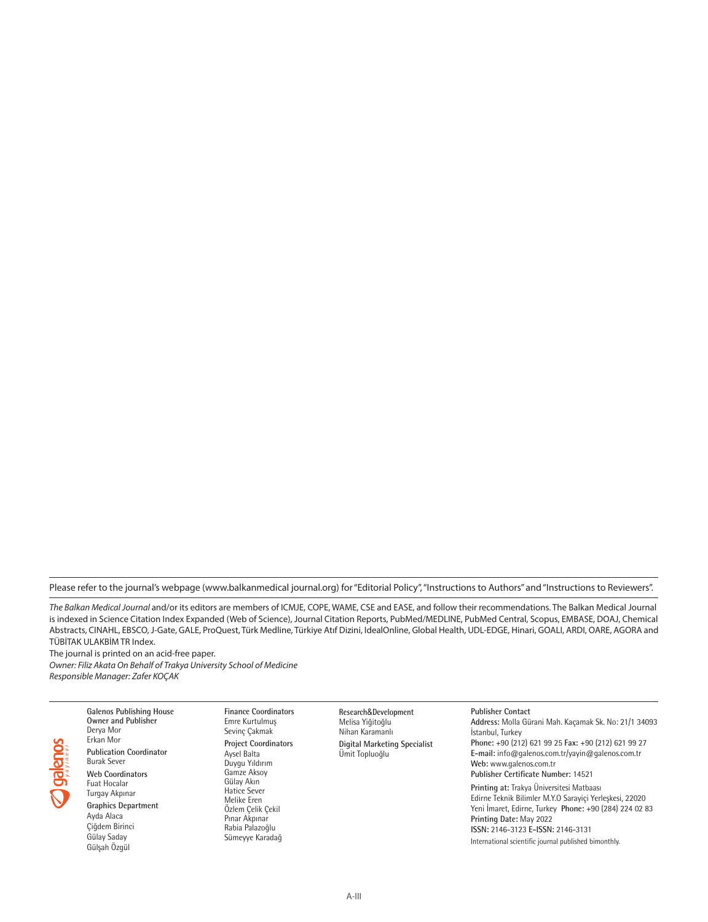Please refer to the journal's webpage (www.balkanmedical journal.org) for "Editorial Policy", "Instructions to Authors" and "Instructions to Reviewers".

*The Balkan Medical Journal* and/or its editors are members of ICMJE, COPE, WAME, CSE and EASE, and follow their recommendations. The Balkan Medical Journal is indexed in Science Citation Index Expanded (Web of Science), Journal Citation Reports, PubMed/MEDLINE, PubMed Central, Scopus, EMBASE, DOAJ, Chemical Abstracts, CINAHL, EBSCO, J-Gate, GALE, ProQuest, Türk Medline, Türkiye Atıf Dizini, IdealOnline, Global Health, UDL-EDGE, Hinari, GOALI, ARDI, OARE, AGORA and TÜBİTAK ULAKBİM TR Index.

The journal is printed on an acid-free paper.

*Owner: Filiz Akata On Behalf of Trakya University School of Medicine*

*Responsible Manager: Zafer KOÇAK*

**Galenos Publishing House**

**Owner and Publisher**
Derya Mor
Erkan Mor

**Publication Coordinator**
Burak Sever

**Web Coordinators**
Fuat Hocalar
Turgay Akpınar

**Graphics Department**
Ayda Alaca
Çiğdem Birinci
Gülay Saday
Gülşah Özgül

**Finance Coordinators**
Emre Kurtulmuş
Sevinç Çakmak

**Project Coordinators**
Aysel Balta
Duygu Yıldırım
Gamze Aksoy
Gülay Akın
Hatice Sever
Melike Eren
Özlem Çelik Çekil
Pınar Akpınar
Rabia Palazoğlu
Sümeyye Karadağ

**Research&Development**
Melisa Yiğitoğlu
Nihan Karamanlı

**Digital Marketing Specialist**
Ümit Topluoğlu

**Publisher Contact**
**Address:** Molla Gürani Mah. Kaçamak Sk. No: 21/1 34093 İstanbul, Turkey
**Phone:** +90 (212) 621 99 25 **Fax:** +90 (212) 621 99 27
**E-mail:** info@galenos.com.tr/yayin@galenos.com.tr
**Web:** www.galenos.com.tr
**Publisher Certificate Number:** 14521

**Printing at:** Trakya Üniversitesi Matbaası
Edirne Teknik Bilimler M.Y.O Sarayiçi Yerleşkesi, 22020 Yeni İmaret, Edirne, Turkey **Phone:** +90 (284) 224 02 83
**Printing Date:** May 2022
**ISSN:** 2146-3123 **E-ISSN:** 2146-3131
International scientific journal published bimonthly.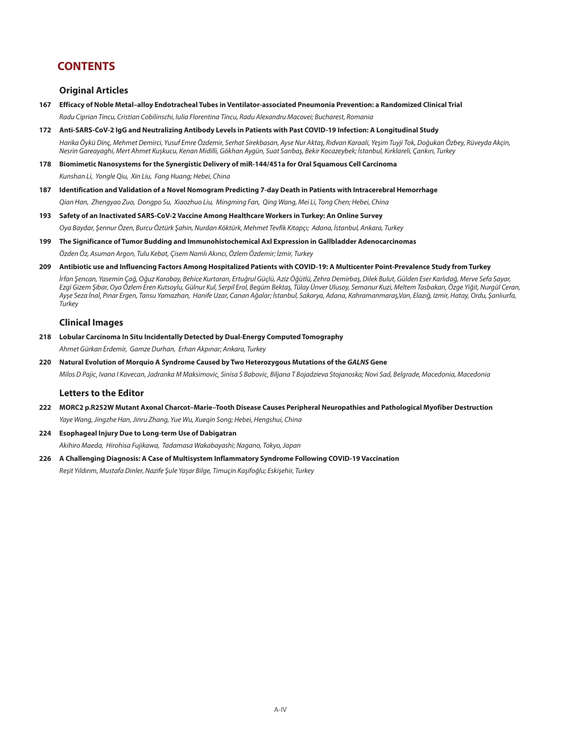# CONTENTS

## Original Articles

**167 Efficacy of Noble Metal–alloy Endotracheal Tubes in Ventilator-associated Pneumonia Prevention: a Randomized Clinical Trial**

*Radu Ciprian Tincu, Cristian Cobilinschi, Iulia Florentina Tincu, Radu Alexandru Macovei; Bucharest, Romania*

**172 Anti-SARS-CoV-2 IgG and Neutralizing Antibody Levels in Patients with Past COVID-19 Infection: A Longitudinal Study**

*Harika Öykü Dinç, Mehmet Demirci, Yusuf Emre Özdemir, Serhat Sirekbasan, Ayse Nur Aktaş, Rıdvan Karaali, Yeşim Tuyji Tok, Doğukan Özbey, Rüveyda Akçin, Nesrin Gareayaghi, Mert Ahmet Kuşkucu, Kenan Midilli, Gökhan Aygün, Suat Sarıbaş, Bekir Kocazeybek; İstanbul, Kırklareli, Çankırı, Turkey*

**178 Biomimetic Nanosystems for the Synergistic Delivery of miR-144/451a for Oral Squamous Cell Carcinoma**

*Kunshan Li, Yongle Qiu, Xin Liu, Fang Huang; Hebei, China*

**187 Identification and Validation of a Novel Nomogram Predicting 7-day Death in Patients with Intracerebral Hemorrhage**

*Qian Han, Zhengyao Zuo, Dongpo Su, Xiaozhuo Liu, Mingming Fan, Qing Wang, Mei Li, Tong Chen; Hebei, China*

**193 Safety of an Inactivated SARS-CoV-2 Vaccine Among Healthcare Workers in Turkey: An Online Survey**

*Oya Baydar, Şennur Özen, Burcu Öztürk Şahin, Nurdan Köktürk, Mehmet Tevfik Kitapçı; Adana, İstanbul, Ankara, Turkey*

**199 The Significance of Tumor Budding and Immunohistochemical Axl Expression in Gallbladder Adenocarcinomas**

*Özden Öz, Asuman Argon, Tulu Kebat, Çisem Namlı Akıncı, Özlem Özdemir; İzmir, Turkey*

**209 Antibiotic use and Influencing Factors Among Hospitalized Patients with COVID-19: A Multicenter Point-Prevalence Study from Turkey**

*İrfan Şencan, Yasemin Çağ, Oğuz Karabay, Behice Kurtaran, Ertuğrul Güçlü, Aziz Öğütlü, Zehra Demirbaş, Dilek Bulut, Gülden Eser Karlıdağ, Merve Sefa Sayar, Ezgi Gizem Şibar, Oya Özlem Eren Kutsoylu, Gülnur Kul, Serpil Erol, Begüm Bektaş, Tülay Ünver Ulusoy, Semanur Kuzi, Meltem Tasbakan, Özge Yiğit, Nurgül Ceran, Ayşe Seza İnal, Pınar Ergen, Tansu Yamazhan, Hanife Uzar, Canan Ağalar; İstanbul, Sakarya, Adana, Kahramanmaraş,Van, Elazığ, Izmir, Hatay, Ordu, Şanlıurfa, Turkey*

## Clinical Images

**218 Lobular Carcinoma In Situ Incidentally Detected by Dual-Energy Computed Tomography**

*Ahmet Gürkan Erdemir, Gamze Durhan, Erhan Akpınar; Ankara, Turkey*

**220 Natural Evolution of Morquio A Syndrome Caused by Two Heterozygous Mutations of the *GALNS* Gene**

*Milos D Pajic, Ivana I Kavecan, Jadranka M Maksimovic, Sinisa S Babovic, Biljana T Bojadzieva Stojanoska; Novi Sad, Belgrade, Macedonia, Macedonia*

## Letters to the Editor

**222 MORC2 p.R252W Mutant Axonal Charcot–Marie–Tooth Disease Causes Peripheral Neuropathies and Pathological Myofiber Destruction**

*Yaye Wang, Jingzhe Han, Jinru Zhang, Yue Wu, Xueqin Song; Hebei, Hengshui, China*

**224 Esophageal Injury Due to Long-term Use of Dabigatran**

*Akihiro Maeda, Hirohisa Fujikawa, Tadamasa Wakabayashi; Nagano, Tokyo, Japan*

**226 A Challenging Diagnosis: A Case of Multisystem Inflammatory Syndrome Following COVID-19 Vaccination**

*Reşit Yıldırım, Mustafa Dinler, Nazife Şule Yaşar Bilge, Timuçin Kaşifoğlu; Eskişehir, Turkey*